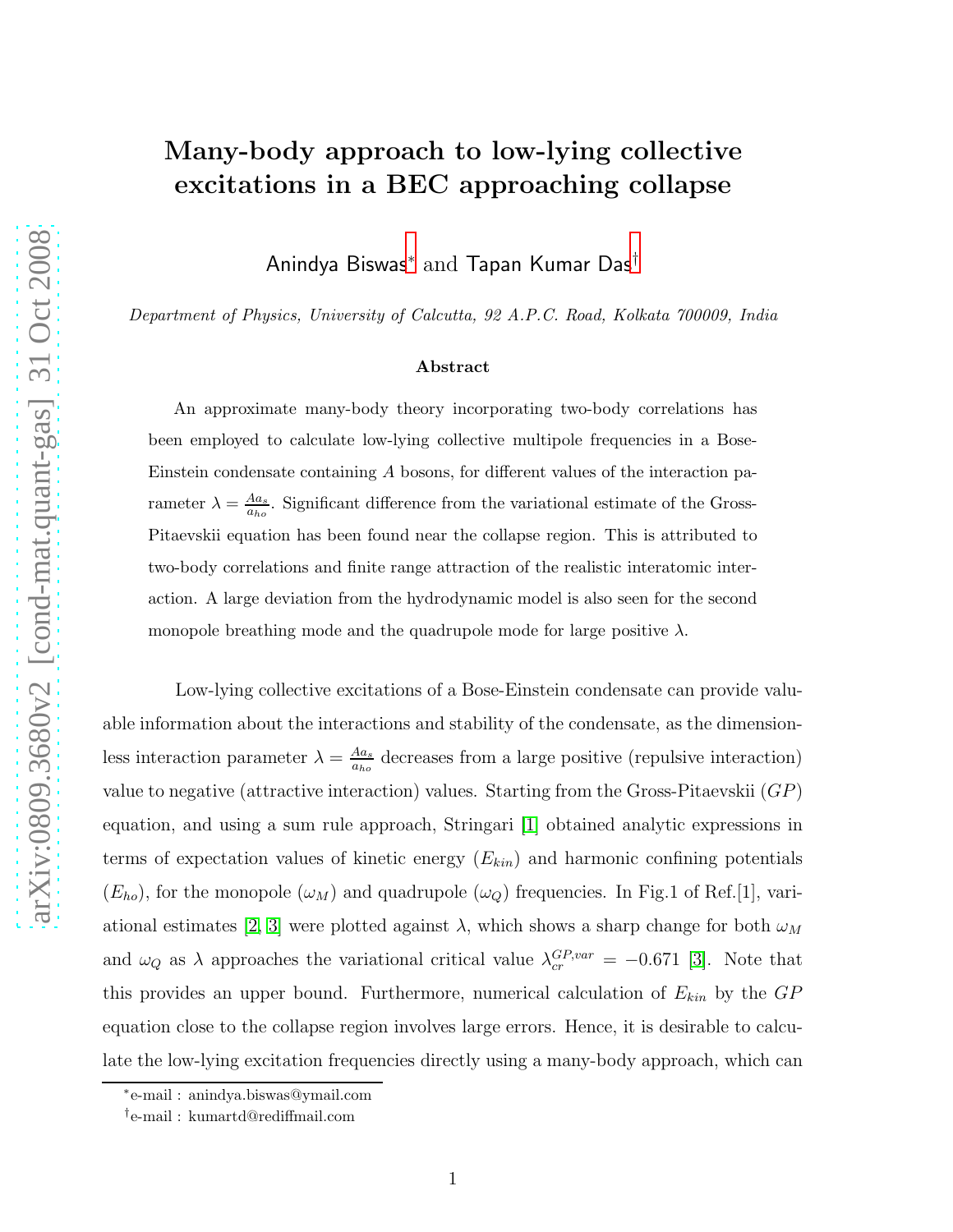# Many-body approach to low-lying collective excitations in a BEC approaching collapse

Anindya Biswas[*] and Tapan Kumar Das[†]

*Department of Physics, University of Calcutta, 92 A.P.C. Road, Kolkata 700009, India*

## Abstract

An approximate many-body theory incorporating two-body correlations has been employed to calculate low-lying collective multipole frequencies in a Bose-Einstein condensate containing $A$ bosons, for different values of the interaction parameter $\lambda = \frac{Aa_s}{a_{ho}}$. Significant difference from the variational estimate of the Gross-Pitaevskii equation has been found near the collapse region. This is attributed to two-body correlations and finite range attraction of the realistic interatomic interaction. A large deviation from the hydrodynamic model is also seen for the second monopole breathing mode and the quadrupole mode for large positive $\lambda$.

Low-lying collective excitations of a Bose-Einstein condensate can provide valuable information about the interactions and stability of the condensate, as the dimensionless interaction parameter $\lambda = \frac{Aa_s}{a_{ho}}$ decreases from a large positive (repulsive interaction) value to negative (attractive interaction) values. Starting from the Gross-Pitaevskii ($GP$) equation, and using a sum rule approach, Stringari [1] obtained analytic expressions in terms of expectation values of kinetic energy ($E_{kin}$) and harmonic confining potentials ($E_{ho}$), for the monopole ($\omega_M$) and quadrupole ($\omega_Q$) frequencies. In Fig.1 of Ref.[1], variational estimates [2, 3] were plotted against $\lambda$, which shows a sharp change for both $\omega_M$ and $\omega_Q$ as $\lambda$ approaches the variational critical value $\lambda_{cr}^{GP,var} = -0.671$ [3]. Note that this provides an upper bound. Furthermore, numerical calculation of $E_{kin}$ by the $GP$ equation close to the collapse region involves large errors. Hence, it is desirable to calculate the low-lying excitation frequencies directly using a many-body approach, which can

---

[*] e-mail : anindya.biswas@ymail.com

[†] e-mail : kumartd@rediffmail.com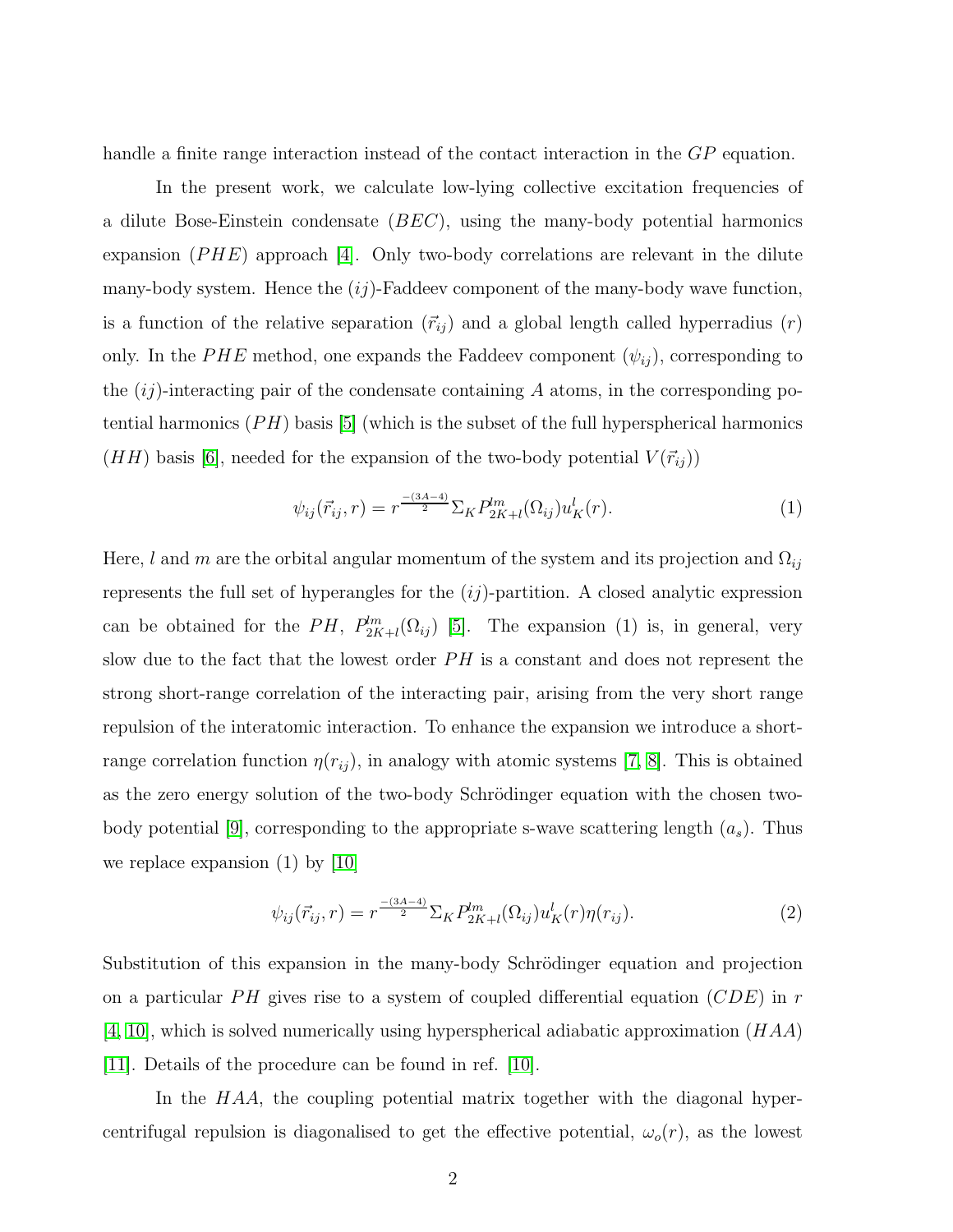handle a finite range interaction instead of the contact interaction in the $GP$ equation.

In the present work, we calculate low-lying collective excitation frequencies of a dilute Bose-Einstein condensate ($BEC$), using the many-body potential harmonics expansion ($PHE$) approach [4]. Only two-body correlations are relevant in the dilute many-body system. Hence the $(ij)$-Faddeev component of the many-body wave function, is a function of the relative separation ($\vec{r}_{ij}$) and a global length called hyperradius ($r$) only. In the $PHE$ method, one expands the Faddeev component ($\psi_{ij}$), corresponding to the $(ij)$-interacting pair of the condensate containing $A$ atoms, in the corresponding potential harmonics ($PH$) basis [5] (which is the subset of the full hyperspherical harmonics ($HH$) basis [6], needed for the expansion of the two-body potential $V(\vec{r}_{ij})$)

$$\psi_{ij}(\vec{r}_{ij}, r) = r^{\frac{-(3A-4)}{2}} \Sigma_K P^{lm}_{2K+l}(\Omega_{ij}) u^l_K(r). \tag{1}$$

Here, $l$ and $m$ are the orbital angular momentum of the system and its projection and $\Omega_{ij}$ represents the full set of hyperangles for the $(ij)$-partition. A closed analytic expression can be obtained for the $PH$, $P^{lm}_{2K+l}(\Omega_{ij})$ [5]. The expansion (1) is, in general, very slow due to the fact that the lowest order $PH$ is a constant and does not represent the strong short-range correlation of the interacting pair, arising from the very short range repulsion of the interatomic interaction. To enhance the expansion we introduce a short-range correlation function $\eta(r_{ij})$, in analogy with atomic systems [7, 8]. This is obtained as the zero energy solution of the two-body Schrödinger equation with the chosen two-body potential [9], corresponding to the appropriate s-wave scattering length ($a_s$). Thus we replace expansion (1) by [10]

$$\psi_{ij}(\vec{r}_{ij}, r) = r^{\frac{-(3A-4)}{2}} \Sigma_K P^{lm}_{2K+l}(\Omega_{ij}) u^l_K(r) \eta(r_{ij}). \tag{2}$$

Substitution of this expansion in the many-body Schrödinger equation and projection on a particular $PH$ gives rise to a system of coupled differential equation ($CDE$) in $r$ [4, 10], which is solved numerically using hyperspherical adiabatic approximation ($HAA$) [11]. Details of the procedure can be found in ref. [10].

In the $HAA$, the coupling potential matrix together with the diagonal hypercentrifugal repulsion is diagonalised to get the effective potential, $\omega_o(r)$, as the lowest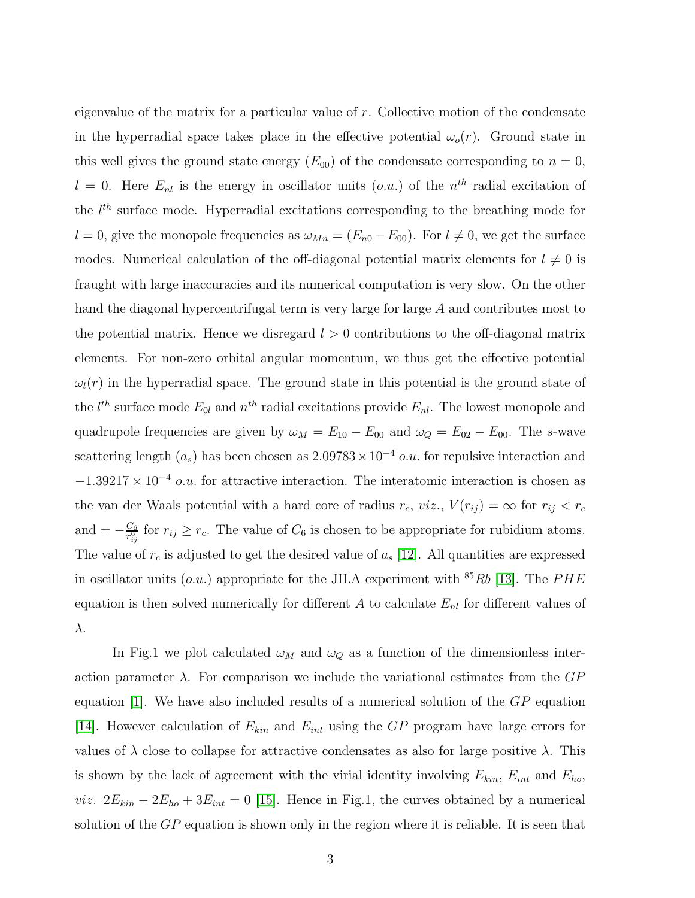eigenvalue of the matrix for a particular value of $r$. Collective motion of the condensate in the hyperradial space takes place in the effective potential $\omega_o(r)$. Ground state in this well gives the ground state energy ($E_{00}$) of the condensate corresponding to $n = 0$, $l = 0$. Here $E_{nl}$ is the energy in oscillator units ($o.u.$) of the $n^{th}$ radial excitation of the $l^{th}$ surface mode. Hyperradial excitations corresponding to the breathing mode for $l = 0$, give the monopole frequencies as $\omega_{Mn} = (E_{n0} - E_{00})$. For $l \neq 0$, we get the surface modes. Numerical calculation of the off-diagonal potential matrix elements for $l \neq 0$ is fraught with large inaccuracies and its numerical computation is very slow. On the other hand the diagonal hypercentrifugal term is very large for large $A$ and contributes most to the potential matrix. Hence we disregard $l > 0$ contributions to the off-diagonal matrix elements. For non-zero orbital angular momentum, we thus get the effective potential $\omega_l(r)$ in the hyperradial space. The ground state in this potential is the ground state of the $l^{th}$ surface mode $E_{0l}$ and $n^{th}$ radial excitations provide $E_{nl}$. The lowest monopole and quadrupole frequencies are given by $\omega_M = E_{10} - E_{00}$ and $\omega_Q = E_{02} - E_{00}$. The $s$-wave scattering length ($a_s$) has been chosen as $2.09783 \times 10^{-4}$ $o.u.$ for repulsive interaction and $-1.39217 \times 10^{-4}$ $o.u.$ for attractive interaction. The interatomic interaction is chosen as the van der Waals potential with a hard core of radius $r_c$, *viz.*, $V(r_{ij}) = \infty$ for $r_{ij} < r_c$ and $= -\frac{C_6}{r_{ij}^6}$ for $r_{ij} \geq r_c$. The value of $C_6$ is chosen to be appropriate for rubidium atoms. The value of $r_c$ is adjusted to get the desired value of $a_s$ [12]. All quantities are expressed in oscillator units ($o.u.$) appropriate for the JILA experiment with $^{85}Rb$ [13]. The $PHE$ equation is then solved numerically for different $A$ to calculate $E_{nl}$ for different values of $\lambda$.

In Fig.1 we plot calculated $\omega_M$ and $\omega_Q$ as a function of the dimensionless interaction parameter $\lambda$. For comparison we include the variational estimates from the $GP$ equation [1]. We have also included results of a numerical solution of the $GP$ equation [14]. However calculation of $E_{kin}$ and $E_{int}$ using the $GP$ program have large errors for values of $\lambda$ close to collapse for attractive condensates as also for large positive $\lambda$. This is shown by the lack of agreement with the virial identity involving $E_{kin}$, $E_{int}$ and $E_{ho}$, *viz.* $2E_{kin} - 2E_{ho} + 3E_{int} = 0$ [15]. Hence in Fig.1, the curves obtained by a numerical solution of the $GP$ equation is shown only in the region where it is reliable. It is seen that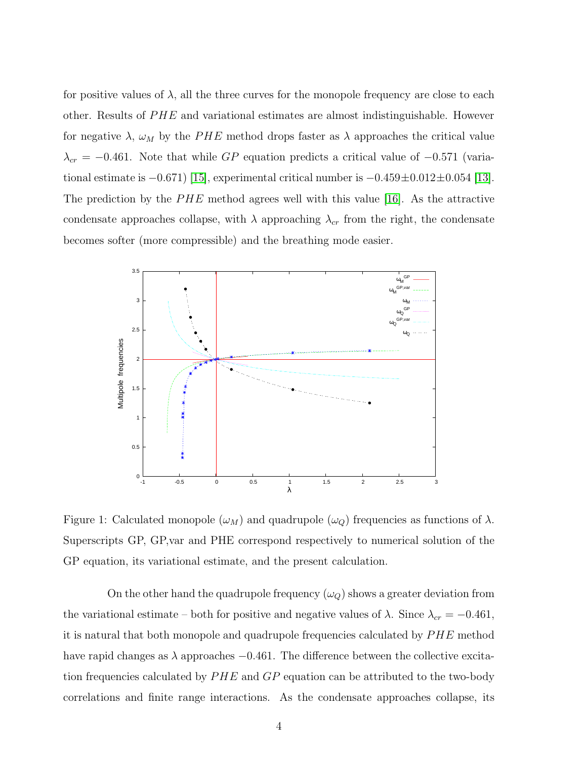for positive values of $\lambda$, all the three curves for the monopole frequency are close to each other. Results of $PHE$ and variational estimates are almost indistinguishable. However for negative $\lambda$, $\omega_M$ by the $PHE$ method drops faster as $\lambda$ approaches the critical value $\lambda_{cr} = -0.461$. Note that while $GP$ equation predicts a critical value of $-0.571$ (variational estimate is $-0.671$) [15], experimental critical number is $-0.459 \pm 0.012 \pm 0.054$ [13]. The prediction by the $PHE$ method agrees well with this value [16]. As the attractive condensate approaches collapse, with $\lambda$ approaching $\lambda_{cr}$ from the right, the condensate becomes softer (more compressible) and the breathing mode easier.

Figure 1: Calculated monopole ($\omega_M$) and quadrupole ($\omega_Q$) frequencies as functions of $\lambda$. Superscripts GP, GP,var and PHE correspond respectively to numerical solution of the GP equation, its variational estimate, and the present calculation.

On the other hand the quadrupole frequency ($\omega_Q$) shows a greater deviation from the variational estimate – both for positive and negative values of $\lambda$. Since $\lambda_{cr} = -0.461$, it is natural that both monopole and quadrupole frequencies calculated by $PHE$ method have rapid changes as $\lambda$ approaches $-0.461$. The difference between the collective excitation frequencies calculated by $PHE$ and $GP$ equation can be attributed to the two-body correlations and finite range interactions. As the condensate approaches collapse, its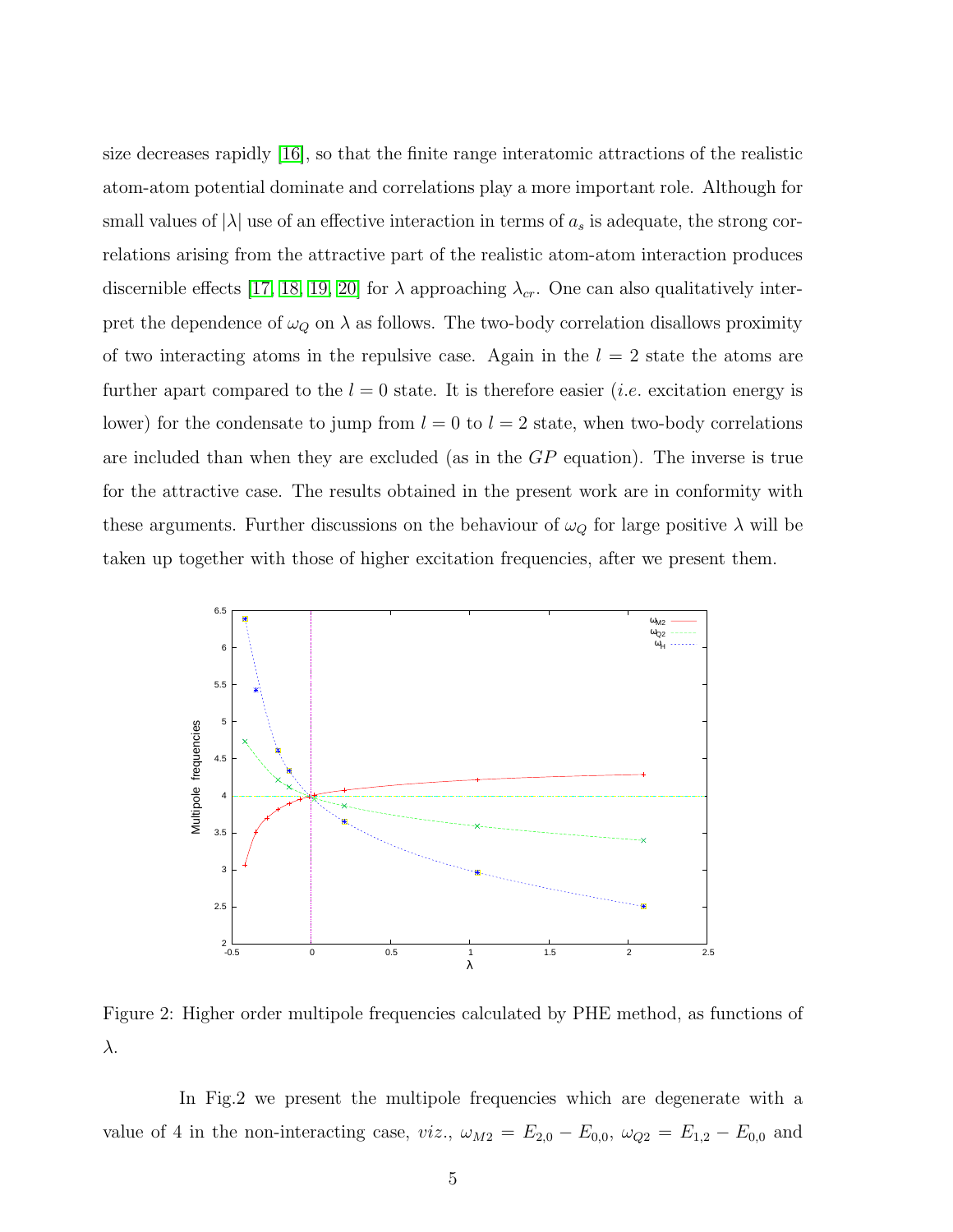size decreases rapidly [16], so that the finite range interatomic attractions of the realistic atom-atom potential dominate and correlations play a more important role. Although for small values of $|\lambda|$ use of an effective interaction in terms of $a_s$ is adequate, the strong correlations arising from the attractive part of the realistic atom-atom interaction produces discernible effects [17, 18, 19, 20] for $\lambda$ approaching $\lambda_{cr}$. One can also qualitatively interpret the dependence of $\omega_Q$ on $\lambda$ as follows. The two-body correlation disallows proximity of two interacting atoms in the repulsive case. Again in the $l = 2$ state the atoms are further apart compared to the $l = 0$ state. It is therefore easier (*i.e.* excitation energy is lower) for the condensate to jump from $l = 0$ to $l = 2$ state, when two-body correlations are included than when they are excluded (as in the $GP$ equation). The inverse is true for the attractive case. The results obtained in the present work are in conformity with these arguments. Further discussions on the behaviour of $\omega_Q$ for large positive $\lambda$ will be taken up together with those of higher excitation frequencies, after we present them.

Figure 2: Higher order multipole frequencies calculated by PHE method, as functions of $\lambda$.

In Fig.2 we present the multipole frequencies which are degenerate with a value of 4 in the non-interacting case, *viz.*, $\omega_{M2} = E_{2,0} - E_{0,0}$, $\omega_{Q2} = E_{1,2} - E_{0,0}$ and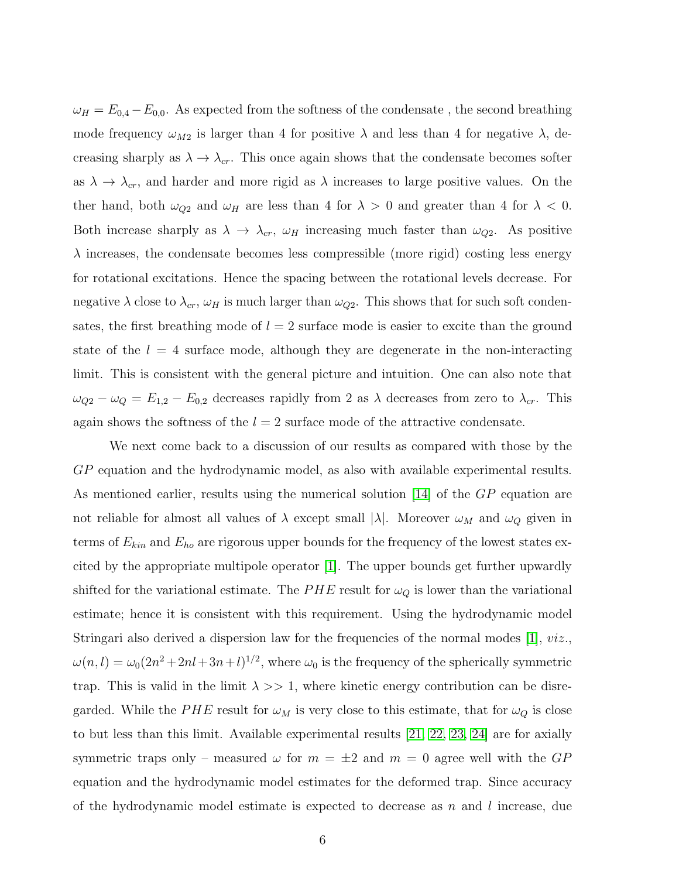$\omega_H = E_{0,4} - E_{0,0}$. As expected from the softness of the condensate , the second breathing mode frequency $\omega_{M2}$ is larger than 4 for positive $\lambda$ and less than 4 for negative $\lambda$, decreasing sharply as $\lambda \to \lambda_{cr}$. This once again shows that the condensate becomes softer as $\lambda \to \lambda_{cr}$, and harder and more rigid as $\lambda$ increases to large positive values. On the ther hand, both $\omega_{Q2}$ and $\omega_H$ are less than 4 for $\lambda > 0$ and greater than 4 for $\lambda < 0$. Both increase sharply as $\lambda \to \lambda_{cr}$, $\omega_H$ increasing much faster than $\omega_{Q2}$. As positive $\lambda$ increases, the condensate becomes less compressible (more rigid) costing less energy for rotational excitations. Hence the spacing between the rotational levels decrease. For negative $\lambda$ close to $\lambda_{cr}$, $\omega_H$ is much larger than $\omega_{Q2}$. This shows that for such soft condensates, the first breathing mode of $l = 2$ surface mode is easier to excite than the ground state of the $l = 4$ surface mode, although they are degenerate in the non-interacting limit. This is consistent with the general picture and intuition. One can also note that $\omega_{Q2} - \omega_Q = E_{1,2} - E_{0,2}$ decreases rapidly from 2 as $\lambda$ decreases from zero to $\lambda_{cr}$. This again shows the softness of the $l = 2$ surface mode of the attractive condensate.

We next come back to a discussion of our results as compared with those by the $GP$ equation and the hydrodynamic model, as also with available experimental results. As mentioned earlier, results using the numerical solution [14] of the $GP$ equation are not reliable for almost all values of $\lambda$ except small $|\lambda|$. Moreover $\omega_M$ and $\omega_Q$ given in terms of $E_{kin}$ and $E_{ho}$ are rigorous upper bounds for the frequency of the lowest states excited by the appropriate multipole operator [1]. The upper bounds get further upwardly shifted for the variational estimate. The $PHE$ result for $\omega_Q$ is lower than the variational estimate; hence it is consistent with this requirement. Using the hydrodynamic model Stringari also derived a dispersion law for the frequencies of the normal modes [1], *viz.*, $\omega(n,l) = \omega_0(2n^2 + 2nl + 3n + l)^{1/2}$, where $\omega_0$ is the frequency of the spherically symmetric trap. This is valid in the limit $\lambda >> 1$, where kinetic energy contribution can be disregarded. While the $PHE$ result for $\omega_M$ is very close to this estimate, that for $\omega_Q$ is close to but less than this limit. Available experimental results [21, 22, 23, 24] are for axially symmetric traps only – measured $\omega$ for $m = \pm 2$ and $m = 0$ agree well with the $GP$ equation and the hydrodynamic model estimates for the deformed trap. Since accuracy of the hydrodynamic model estimate is expected to decrease as $n$ and $l$ increase, due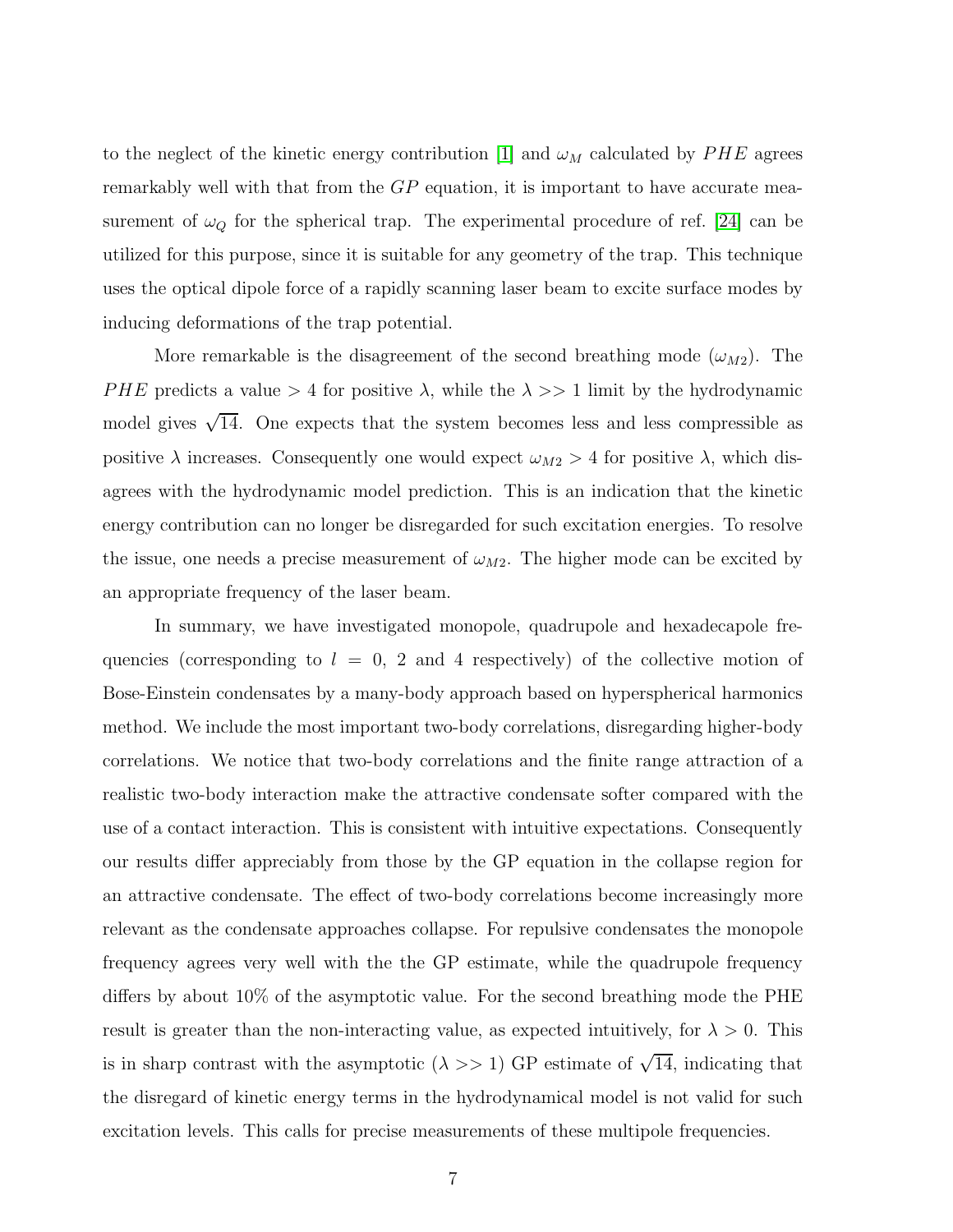to the neglect of the kinetic energy contribution [1] and $\omega_M$ calculated by $PHE$ agrees remarkably well with that from the $GP$ equation, it is important to have accurate measurement of $\omega_Q$ for the spherical trap. The experimental procedure of ref. [24] can be utilized for this purpose, since it is suitable for any geometry of the trap. This technique uses the optical dipole force of a rapidly scanning laser beam to excite surface modes by inducing deformations of the trap potential.

More remarkable is the disagreement of the second breathing mode ($\omega_{M2}$). The $PHE$ predicts a value $> 4$ for positive $\lambda$, while the $\lambda >> 1$ limit by the hydrodynamic model gives $\sqrt{14}$. One expects that the system becomes less and less compressible as positive $\lambda$ increases. Consequently one would expect $\omega_{M2} > 4$ for positive $\lambda$, which disagrees with the hydrodynamic model prediction. This is an indication that the kinetic energy contribution can no longer be disregarded for such excitation energies. To resolve the issue, one needs a precise measurement of $\omega_{M2}$. The higher mode can be excited by an appropriate frequency of the laser beam.

In summary, we have investigated monopole, quadrupole and hexadecapole frequencies (corresponding to $l = 0$, 2 and 4 respectively) of the collective motion of Bose-Einstein condensates by a many-body approach based on hyperspherical harmonics method. We include the most important two-body correlations, disregarding higher-body correlations. We notice that two-body correlations and the finite range attraction of a realistic two-body interaction make the attractive condensate softer compared with the use of a contact interaction. This is consistent with intuitive expectations. Consequently our results differ appreciably from those by the GP equation in the collapse region for an attractive condensate. The effect of two-body correlations become increasingly more relevant as the condensate approaches collapse. For repulsive condensates the monopole frequency agrees very well with the the GP estimate, while the quadrupole frequency differs by about 10% of the asymptotic value. For the second breathing mode the PHE result is greater than the non-interacting value, as expected intuitively, for $\lambda > 0$. This is in sharp contrast with the asymptotic ($\lambda >> 1$) GP estimate of $\sqrt{14}$, indicating that the disregard of kinetic energy terms in the hydrodynamical model is not valid for such excitation levels. This calls for precise measurements of these multipole frequencies.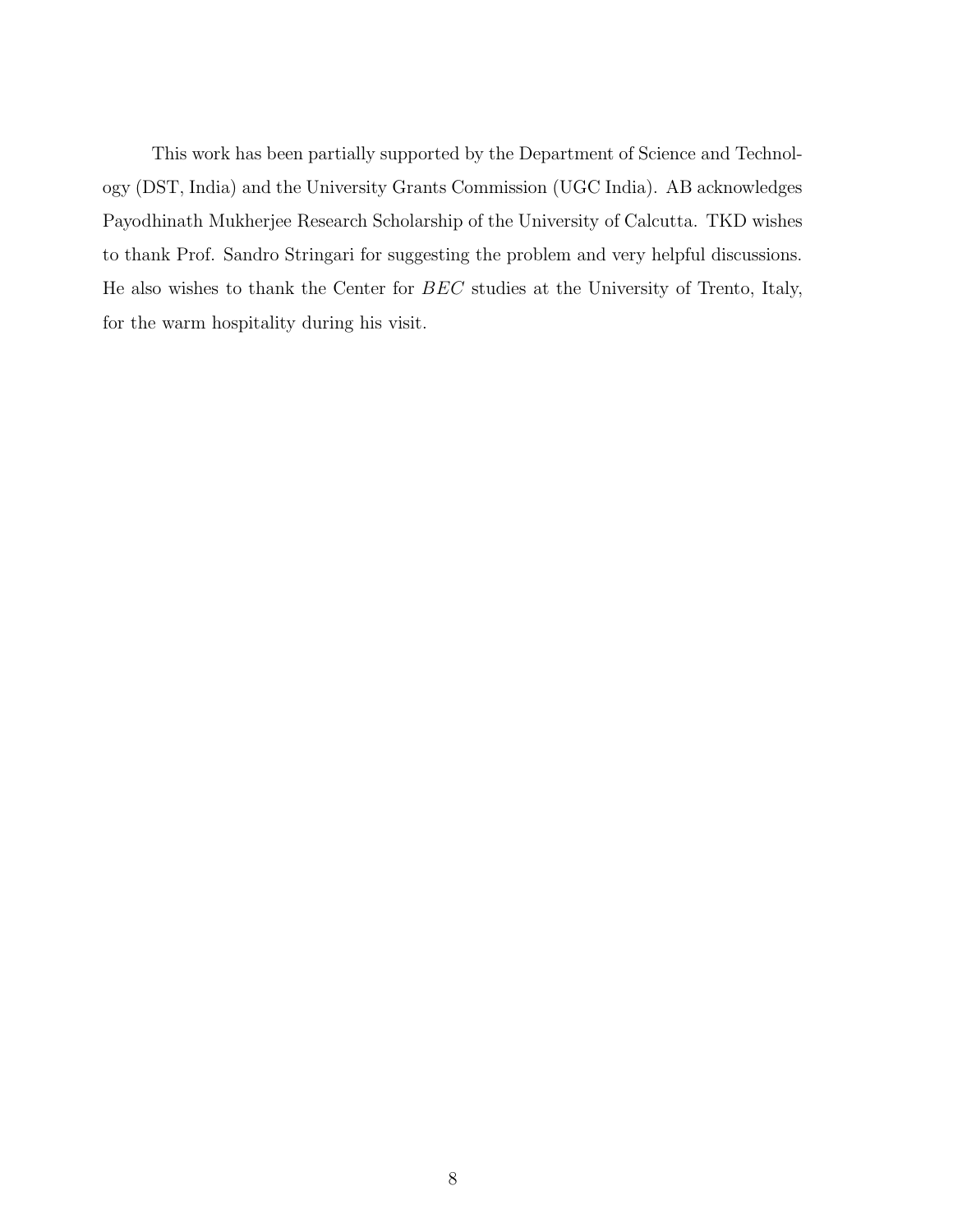This work has been partially supported by the Department of Science and Technology (DST, India) and the University Grants Commission (UGC India). AB acknowledges Payodhinath Mukherjee Research Scholarship of the University of Calcutta. TKD wishes to thank Prof. Sandro Stringari for suggesting the problem and very helpful discussions. He also wishes to thank the Center for *BEC* studies at the University of Trento, Italy, for the warm hospitality during his visit.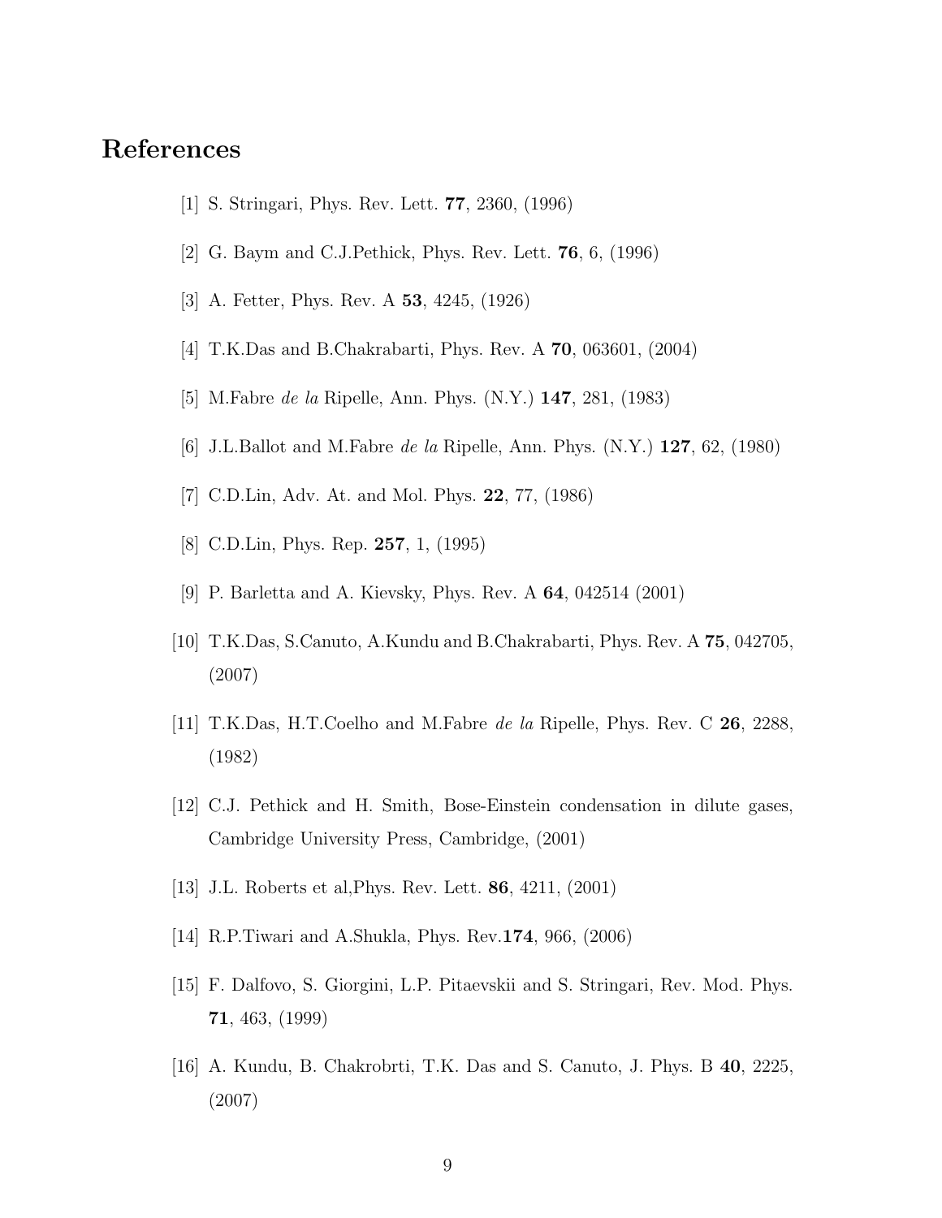# References

[1] S. Stringari, Phys. Rev. Lett. **77**, 2360, (1996)

[2] G. Baym and C.J.Pethick, Phys. Rev. Lett. **76**, 6, (1996)

[3] A. Fetter, Phys. Rev. A **53**, 4245, (1926)

[4] T.K.Das and B.Chakrabarti, Phys. Rev. A **70**, 063601, (2004)

[5] M.Fabre *de la* Ripelle, Ann. Phys. (N.Y.) **147**, 281, (1983)

[6] J.L.Ballot and M.Fabre *de la* Ripelle, Ann. Phys. (N.Y.) **127**, 62, (1980)

[7] C.D.Lin, Adv. At. and Mol. Phys. **22**, 77, (1986)

[8] C.D.Lin, Phys. Rep. **257**, 1, (1995)

[9] P. Barletta and A. Kievsky, Phys. Rev. A **64**, 042514 (2001)

[10] T.K.Das, S.Canuto, A.Kundu and B.Chakrabarti, Phys. Rev. A **75**, 042705, (2007)

[11] T.K.Das, H.T.Coelho and M.Fabre *de la* Ripelle, Phys. Rev. C **26**, 2288, (1982)

[12] C.J. Pethick and H. Smith, Bose-Einstein condensation in dilute gases, Cambridge University Press, Cambridge, (2001)

[13] J.L. Roberts et al,Phys. Rev. Lett. **86**, 4211, (2001)

[14] R.P.Tiwari and A.Shukla, Phys. Rev.**174**, 966, (2006)

[15] F. Dalfovo, S. Giorgini, L.P. Pitaevskii and S. Stringari, Rev. Mod. Phys. **71**, 463, (1999)

[16] A. Kundu, B. Chakrobrti, T.K. Das and S. Canuto, J. Phys. B **40**, 2225, (2007)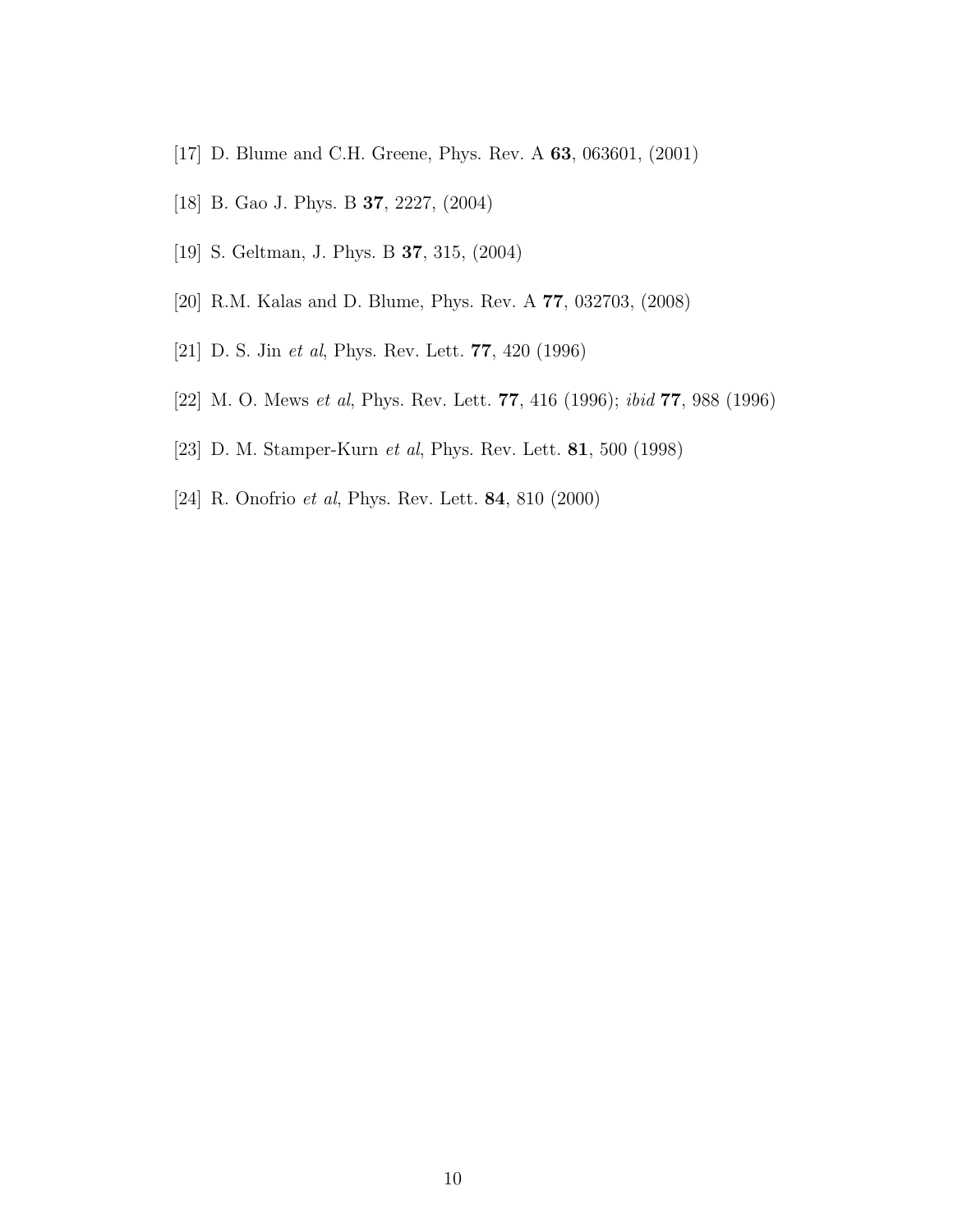[17] D. Blume and C.H. Greene, Phys. Rev. A **63**, 063601, (2001)

[18] B. Gao J. Phys. B **37**, 2227, (2004)

[19] S. Geltman, J. Phys. B **37**, 315, (2004)

[20] R.M. Kalas and D. Blume, Phys. Rev. A **77**, 032703, (2008)

[21] D. S. Jin *et al*, Phys. Rev. Lett. **77**, 420 (1996)

[22] M. O. Mews *et al*, Phys. Rev. Lett. **77**, 416 (1996); *ibid* **77**, 988 (1996)

[23] D. M. Stamper-Kurn *et al*, Phys. Rev. Lett. **81**, 500 (1998)

[24] R. Onofrio *et al*, Phys. Rev. Lett. **84**, 810 (2000)